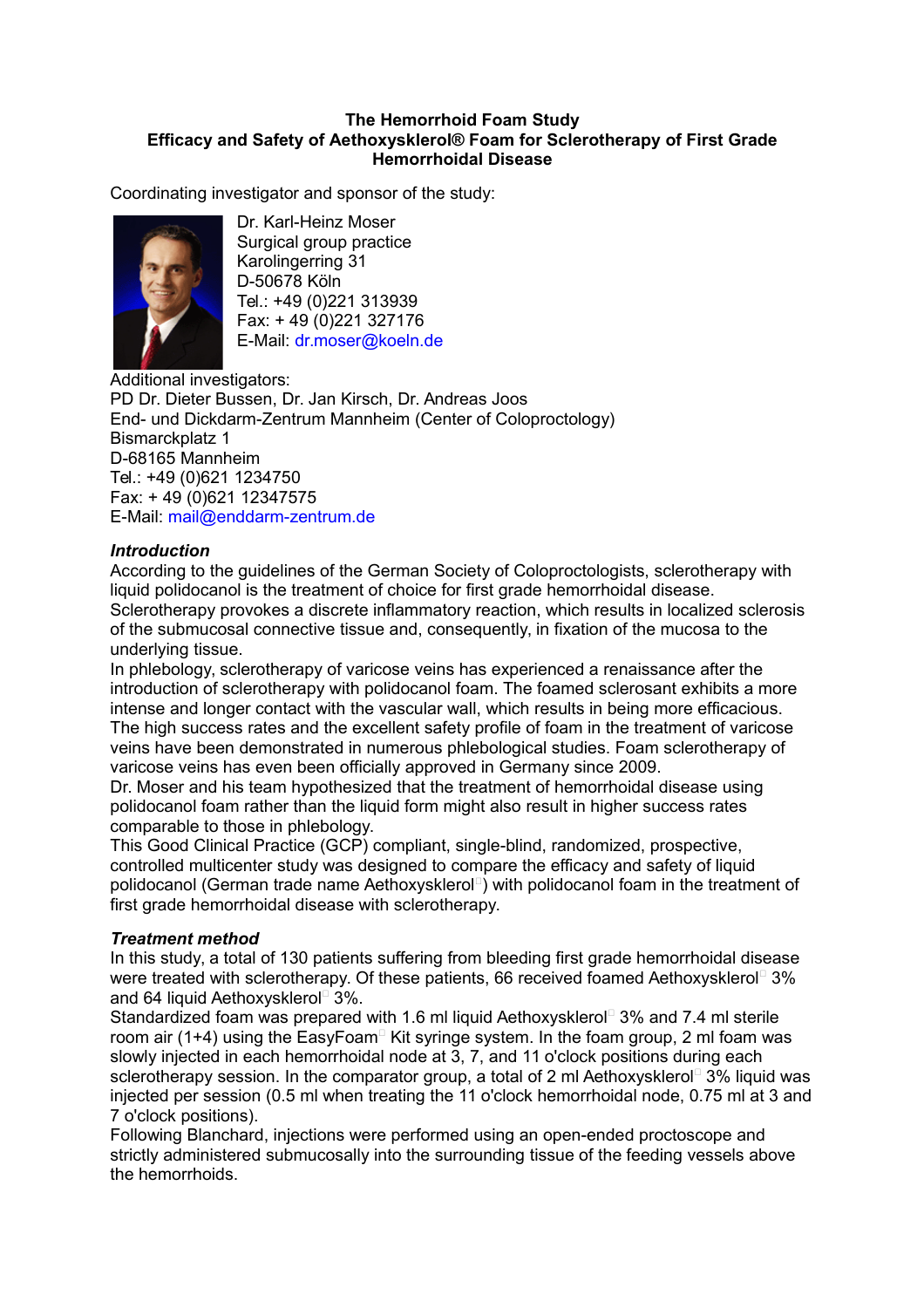**The Hemorrhoid Foam Study**
**Efficacy and Safety of Aethoxysklerol® Foam for Sclerotherapy of First Grade Hemorrhoidal Disease**

Coordinating investigator and sponsor of the study:

Dr. Karl-Heinz Moser
Surgical group practice
Karolingerring 31
D-50678 Köln
Tel.: +49 (0)221 313939
Fax: + 49 (0)221 327176
E-Mail: dr.moser@koeln.de

Additional investigators:
PD Dr. Dieter Bussen, Dr. Jan Kirsch, Dr. Andreas Joos
End- und Dickdarm-Zentrum Mannheim (Center of Coloproctology)
Bismarckplatz 1
D-68165 Mannheim
Tel.: +49 (0)621 1234750
Fax: + 49 (0)621 12347575
E-Mail: mail@enddarm-zentrum.de

***Introduction***

According to the guidelines of the German Society of Coloproctologists, sclerotherapy with liquid polidocanol is the treatment of choice for first grade hemorrhoidal disease. Sclerotherapy provokes a discrete inflammatory reaction, which results in localized sclerosis of the submucosal connective tissue and, consequently, in fixation of the mucosa to the underlying tissue.
In phlebology, sclerotherapy of varicose veins has experienced a renaissance after the introduction of sclerotherapy with polidocanol foam. The foamed sclerosant exhibits a more intense and longer contact with the vascular wall, which results in being more efficacious. The high success rates and the excellent safety profile of foam in the treatment of varicose veins have been demonstrated in numerous phlebological studies. Foam sclerotherapy of varicose veins has even been officially approved in Germany since 2009.
Dr. Moser and his team hypothesized that the treatment of hemorrhoidal disease using polidocanol foam rather than the liquid form might also result in higher success rates comparable to those in phlebology.
This Good Clinical Practice (GCP) compliant, single-blind, randomized, prospective, controlled multicenter study was designed to compare the efficacy and safety of liquid polidocanol (German trade name Aethoxysklerol®) with polidocanol foam in the treatment of first grade hemorrhoidal disease with sclerotherapy.

***Treatment method***

In this study, a total of 130 patients suffering from bleeding first grade hemorrhoidal disease were treated with sclerotherapy. Of these patients, 66 received foamed Aethoxysklerol® 3% and 64 liquid Aethoxysklerol® 3%.
Standardized foam was prepared with 1.6 ml liquid Aethoxysklerol® 3% and 7.4 ml sterile room air (1+4) using the EasyFoam® Kit syringe system. In the foam group, 2 ml foam was slowly injected in each hemorrhoidal node at 3, 7, and 11 o'clock positions during each sclerotherapy session. In the comparator group, a total of 2 ml Aethoxysklerol® 3% liquid was injected per session (0.5 ml when treating the 11 o'clock hemorrhoidal node, 0.75 ml at 3 and 7 o'clock positions).
Following Blanchard, injections were performed using an open-ended proctoscope and strictly administered submucosally into the surrounding tissue of the feeding vessels above the hemorrhoids.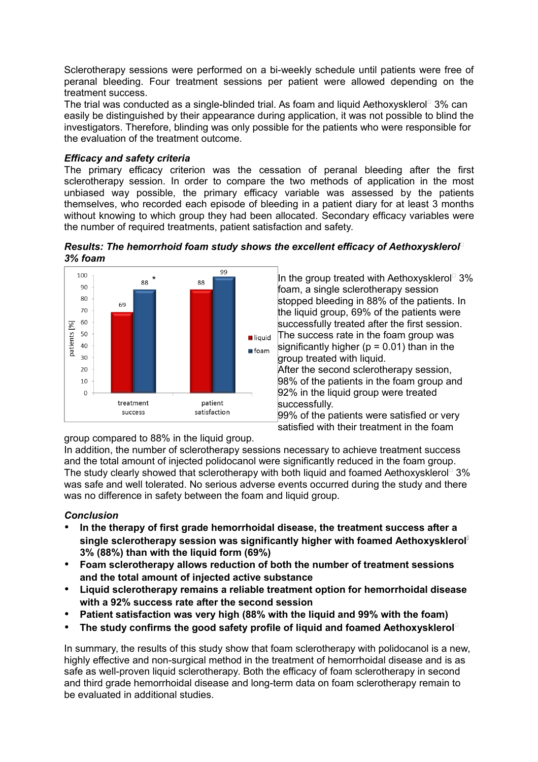Sclerotherapy sessions were performed on a bi-weekly schedule until patients were free of peranal bleeding. Four treatment sessions per patient were allowed depending on the treatment success.

The trial was conducted as a single-blinded trial. As foam and liquid Aethoxysklerol® 3% can easily be distinguished by their appearance during application, it was not possible to blind the investigators. Therefore, blinding was only possible for the patients who were responsible for the evaluation of the treatment outcome.

***Efficacy and safety criteria***

The primary efficacy criterion was the cessation of peranal bleeding after the first sclerotherapy session. In order to compare the two methods of application in the most unbiased way possible, the primary efficacy variable was assessed by the patients themselves, who recorded each episode of bleeding in a patient diary for at least 3 months without knowing to which group they had been allocated. Secondary efficacy variables were the number of required treatments, patient satisfaction and safety.

***Results: The hemorrhoid foam study shows the excellent efficacy of Aethoxysklerol® 3% foam***

100
90
80
70
60
50
40
30
20
10
0
patients [%]
69
88 *
88
99
treatment success
patient satisfaction
liquid
foam

In the group treated with Aethoxysklerol® 3% foam, a single sclerotherapy session stopped bleeding in 88% of the patients. In the liquid group, 69% of the patients were successfully treated after the first session. The success rate in the foam group was significantly higher ($p = 0.01$) than in the group treated with liquid.

After the second sclerotherapy session, 98% of the patients in the foam group and 92% in the liquid group were treated successfully.

99% of the patients were satisfied or very satisfied with their treatment in the foam group compared to 88% in the liquid group.

In addition, the number of sclerotherapy sessions necessary to achieve treatment success and the total amount of injected polidocanol were significantly reduced in the foam group. The study clearly showed that sclerotherapy with both liquid and foamed Aethoxysklerol® 3% was safe and well tolerated. No serious adverse events occurred during the study and there was no difference in safety between the foam and liquid group.

***Conclusion***

- **In the therapy of first grade hemorrhoidal disease, the treatment success after a single sclerotherapy session was significantly higher with foamed Aethoxysklerol® 3% (88%) than with the liquid form (69%)**
- **Foam sclerotherapy allows reduction of both the number of treatment sessions and the total amount of injected active substance**
- **Liquid sclerotherapy remains a reliable treatment option for hemorrhoidal disease with a 92% success rate after the second session**
- **Patient satisfaction was very high (88% with the liquid and 99% with the foam)**
- **The study confirms the good safety profile of liquid and foamed Aethoxysklerol®**

In summary, the results of this study show that foam sclerotherapy with polidocanol is a new, highly effective and non-surgical method in the treatment of hemorrhoidal disease and is as safe as well-proven liquid sclerotherapy. Both the efficacy of foam sclerotherapy in second and third grade hemorrhoidal disease and long-term data on foam sclerotherapy remain to be evaluated in additional studies.